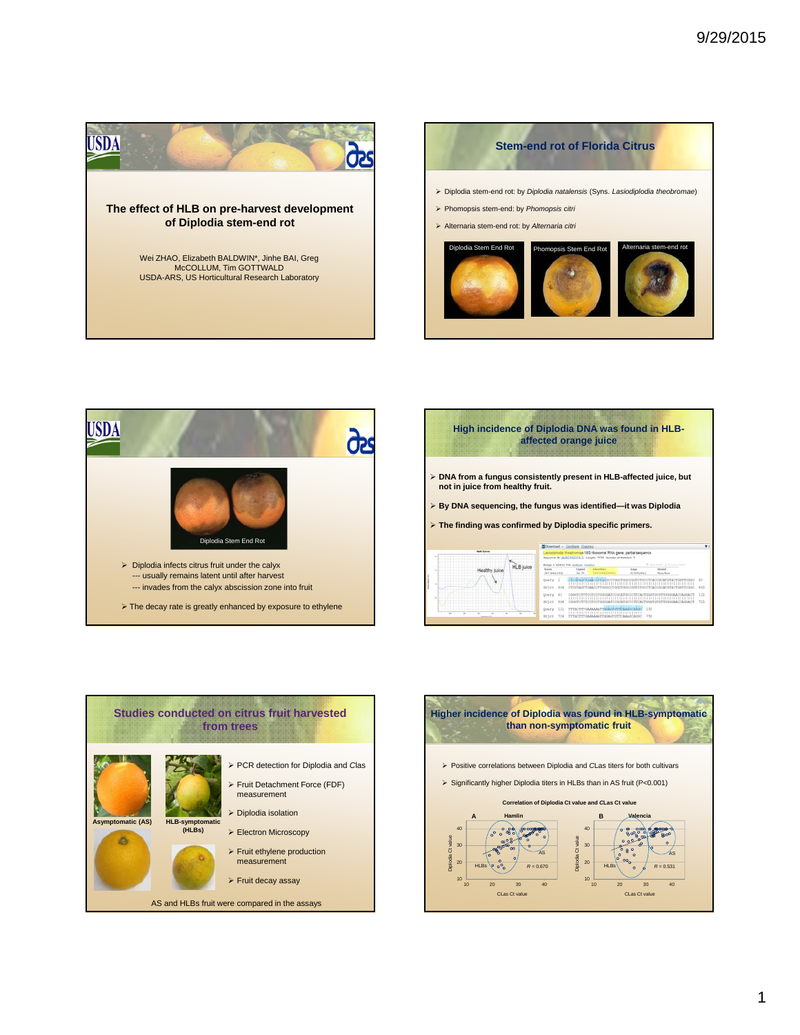## The effect of HLB on pre-harvest development of Diplodia stem-end rot

Wei ZHAO, Elizabeth BALDWIN*, Jinhe BAI, Greg McCOLLUM, Tim GOTTWALD
USDA-ARS, US Horticultural Research Laboratory

## Stem-end rot of Florida Citrus

- Diplodia stem-end rot: by *Diplodia natalensis* (Syns. *Lasiodiplodia theobromae*)
- Phomopsis stem-end: by *Phomopsis citri*
- Alternaria stem-end rot: by *Alternaria citri*

Diplodia Stem End Rot

Phomopsis Stem End Rot

Alternaria stem-end rot

---

Diplodia Stem End Rot

- Diplodia infects citrus fruit under the calyx
  --- usually remains latent until after harvest
  --- invades from the calyx abscission zone into fruit
- The decay rate is greatly enhanced by exposure to ethylene

## High incidence of Diplodia DNA was found in HLB-affected orange juice

- DNA from a fungus consistently present in HLB-affected juice, but not in juice from healthy fruit.
- By DNA sequencing, the fungus was identified—it was Diplodia
- The finding was confirmed by Diplodia specific primers.

Healthy juice

HLB juice

---

## Studies conducted on citrus fruit harvested from trees

Asymptomatic (AS)

HLB-symptomatic (HLBs)

- PCR detection for Diplodia and Clas
- Fruit Detachment Force (FDF) measurement
- Diplodia isolation
- Electron Microscopy
- Fruit ethylene production measurement
- Fruit decay assay

AS and HLBs fruit were compared in the assays

## Higher incidence of Diplodia was found in HLB-symptomatic than non-symptomatic fruit

- Positive correlations between Diplodia and CLas titers for both cultivars
- Significantly higher Diplodia titers in HLBs than in AS fruit (P<0.001)

Correlation of Diplodia Ct value and CLas Ct value

A Hamlin — HLBs, AS, $R = 0.670$; x-axis: CLas Ct value; y-axis: Diplodia Ct value

B Valencia — HLBs, AS, $R = 0.531$; x-axis: CLas Ct value; y-axis: Diplodia Ct value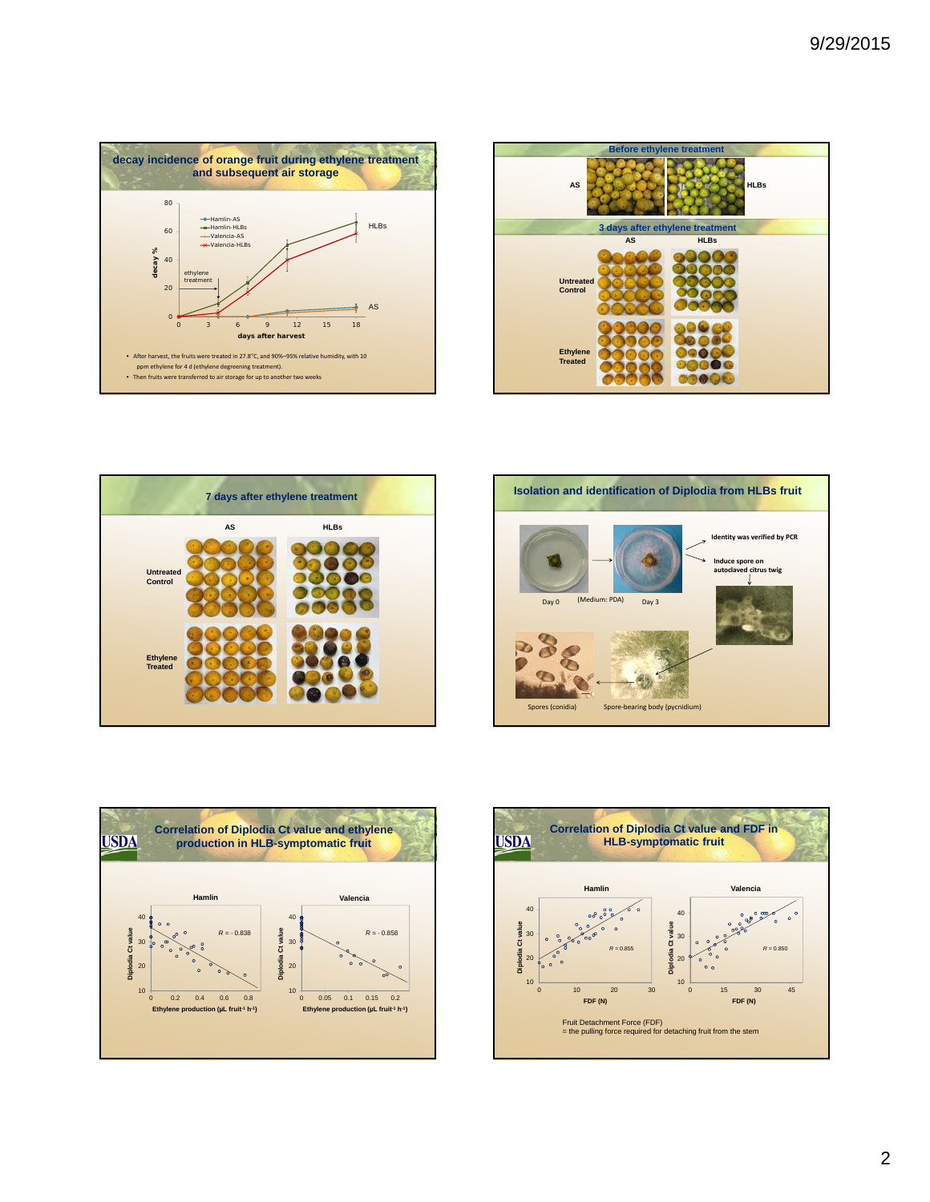## decay incidence of orange fruit during ethylene treatment and subsequent air storage

- After harvest, the fruits were treated in 27.8°C, and 90%–95% relative humidity, with 10 ppm ethylene for 4 d (ethylene degreening treatment).
- Then fruits were transferred to air storage for up to another two weeks

## Before ethylene treatment

## 3 days after ethylene treatment

## 7 days after ethylene treatment

## Isolation and identification of Diplodia from HLBs fruit

Identity was verified by PCR

Induce spore on autoclaved citrus twig

Day 0 (Medium: PDA) Day 3

Spores (conidia) Spore-bearing body (pycnidium)

## Correlation of Diplodia Ct value and ethylene production in HLB-symptomatic fruit

## Correlation of Diplodia Ct value and FDF in HLB-symptomatic fruit

Fruit Detachment Force (FDF)
= the pulling force required for detaching fruit from the stem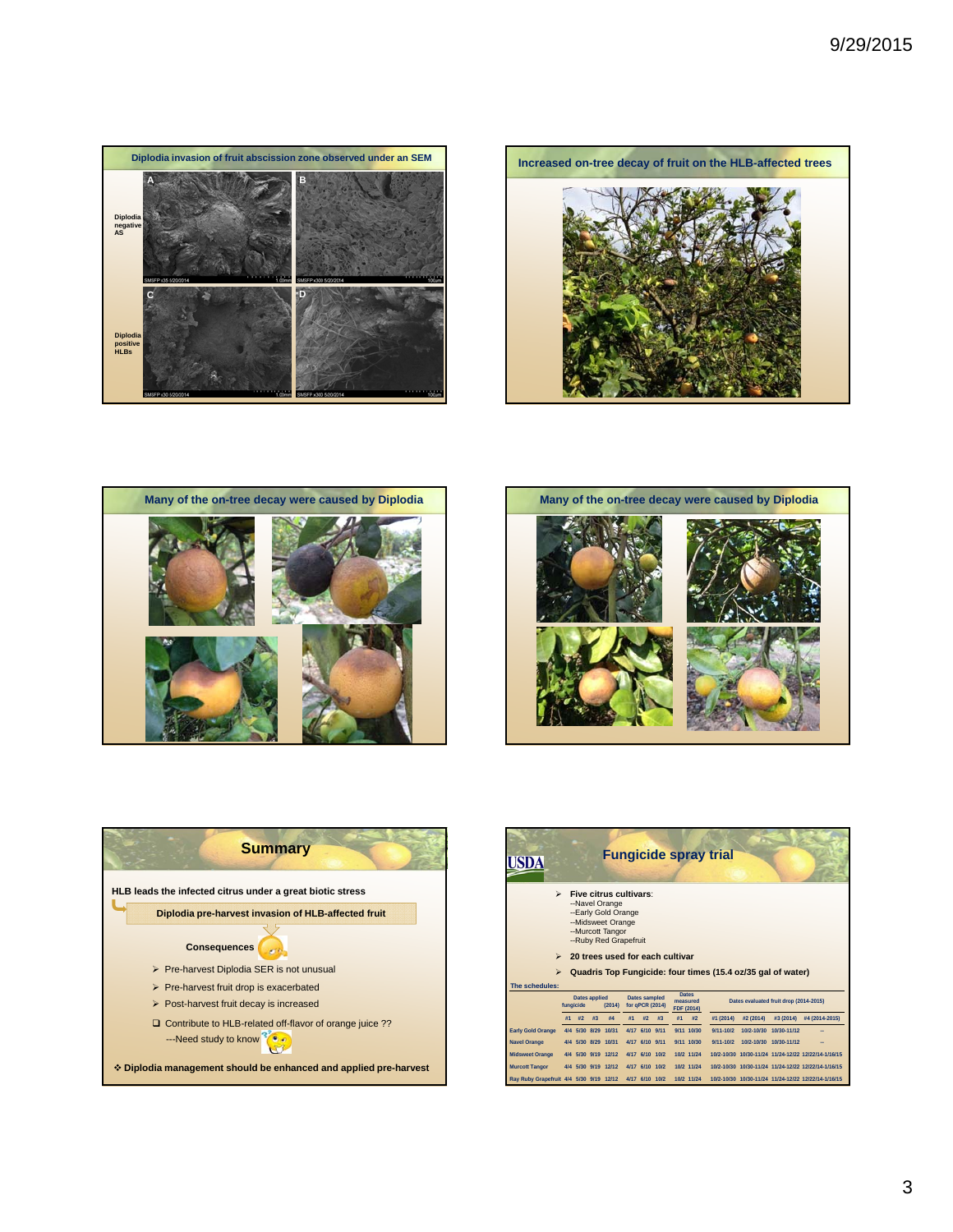## Diplodia invasion of fruit abscission zone observed under an SEM

Diplodia negative AS

Diplodia positive HLBs

## Increased on-tree decay of fruit on the HLB-affected trees

## Many of the on-tree decay were caused by Diplodia

## Many of the on-tree decay were caused by Diplodia

## Summary

**HLB leads the infected citrus under a great biotic stress**

**Diplodia pre-harvest invasion of HLB-affected fruit**

**Consequences**

- Pre-harvest Diplodia SER is not unusual
- Pre-harvest fruit drop is exacerbated
- Post-harvest fruit decay is increased

❑ Contribute to HLB-related off-flavor of orange juice ??
---Need study to know

❖ **Diplodia management should be enhanced and applied pre-harvest**

## Fungicide spray trial

- **Five citrus cultivars**:
  --Navel Orange
  --Early Gold Orange
  --Midsweet Orange
  --Murcott Tangor
  --Ruby Red Grapefruit
- **20 trees used for each cultivar**
- **Quadris Top Fungicide: four times (15.4 oz/35 gal of water)**

**The schedules:**

| | Dates applied fungicide (2014) | | | | Dates sampled for qPCR (2014) | | | Dates measured FDF (2014) | | Dates evaluated fruit drop (2014-2015) | | | |
|---|---|---|---|---|---|---|---|---|---|---|---|---|---|
| | #1 | #2 | #3 | #4 | #1 | #2 | #3 | #1 | #2 | #1 (2014) | #2 (2014) | #3 (2014) | #4 (2014-2015) |
| Early Gold Orange | 4/4 | 5/30 | 8/29 | 10/31 | 4/17 | 6/10 | 9/11 | 9/11 | 10/30 | 9/11-10/2 | 10/2-10/30 | 10/30-11/12 | -- |
| Navel Orange | 4/4 | 5/30 | 8/29 | 10/31 | 4/17 | 6/10 | 9/11 | 9/11 | 10/30 | 9/11-10/2 | 10/2-10/30 | 10/30-11/12 | -- |
| Midsweet Orange | 4/4 | 5/30 | 9/19 | 12/12 | 4/17 | 6/10 | 10/2 | 10/2 | 11/24 | 10/2-10/30 | 10/30-11/24 | 11/24-12/22 | 12/22/14-1/16/15 |
| Murcott Tangor | 4/4 | 5/30 | 9/19 | 12/12 | 4/17 | 6/10 | 10/2 | 10/2 | 11/24 | 10/2-10/30 | 10/30-11/24 | 11/24-12/22 | 12/22/14-1/16/15 |
| Ray Ruby Grapefruit | 4/4 | 5/30 | 9/19 | 12/12 | 4/17 | 6/10 | 10/2 | 10/2 | 11/24 | 10/2-10/30 | 10/30-11/24 | 11/24-12/22 | 12/22/14-1/16/15 |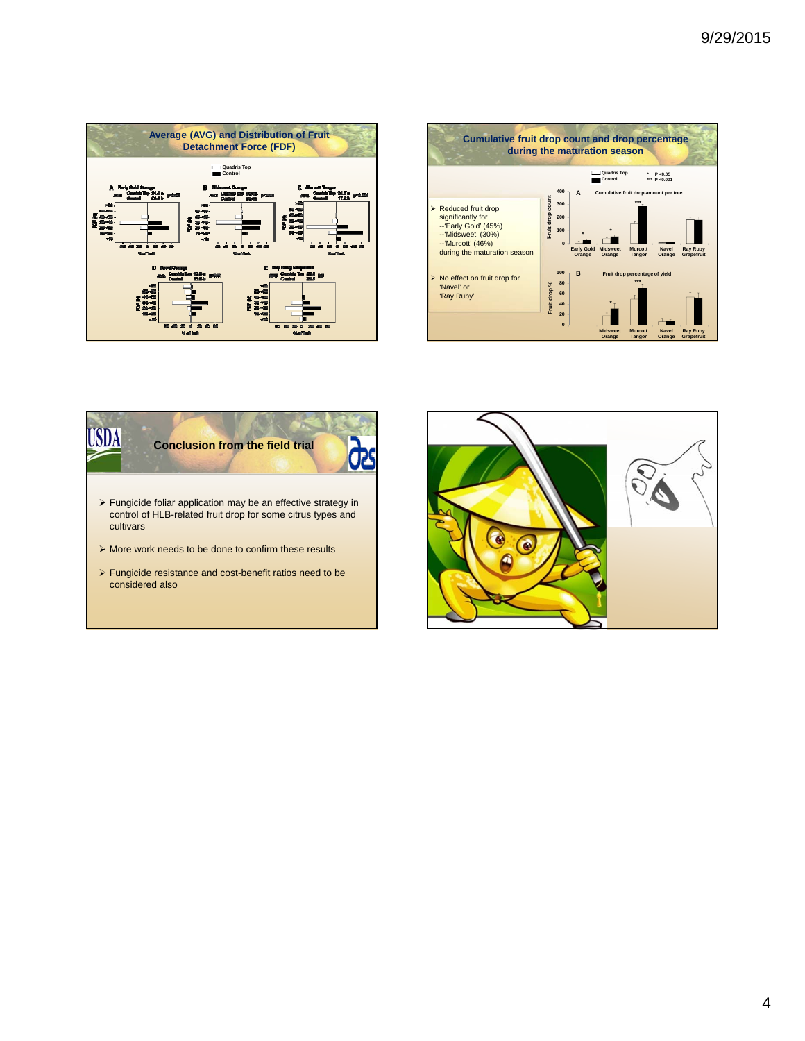## Average (AVG) and Distribution of Fruit Detachment Force (FDF)

Quadris Top
Control

A Early Gold Orange
B Midsweet Orange
C Murcott Tangor
D Navel Orange
E Ray Ruby Grapefruit

% of fruit

## Cumulative fruit drop count and drop percentage during the maturation season

- Reduced fruit drop significantly for
  --'Early Gold' (45%)
  --'Midsweet' (30%)
  --'Murcott' (46%)
  during the maturation season
- No effect on fruit drop for 'Navel' or 'Ray Ruby'

Quadris Top
Control
* P <0.05
*** P <0.001

A Cumulative fruit drop amount per tree

Fruit drop count

400
300
200
100
0

Early Gold Orange, Midsweet Orange, Murcott Tangor, Navel Orange, Ray Ruby Grapefruit

B Fruit drop percentage of yield

Fruit drop %

100
80
60
40
20
0

Midsweet Orange, Murcott Tangor, Navel Orange, Ray Ruby Grapefruit

## Conclusion from the field trial

- Fungicide foliar application may be an effective strategy in control of HLB-related fruit drop for some citrus types and cultivars
- More work needs to be done to confirm these results
- Fungicide resistance and cost-benefit ratios need to be considered also